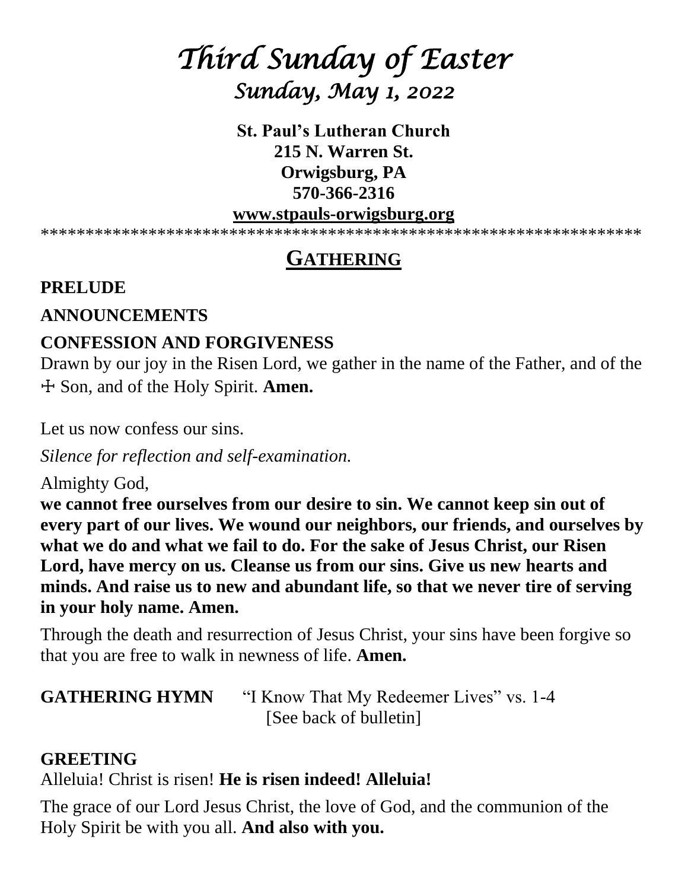# *Third Sunday of Easter*
## *Sunday, May 1, 2022*

**St. Paul's Lutheran Church**
**215 N. Warren St.**
**Orwigsburg, PA**
**570-366-2316**
**www.stpauls-orwigsburg.org**

*******************************************************************

## GATHERING

**PRELUDE**

**ANNOUNCEMENTS**

**CONFESSION AND FORGIVENESS**

Drawn by our joy in the Risen Lord, we gather in the name of the Father, and of the ☩ Son, and of the Holy Spirit. **Amen.**

Let us now confess our sins.

*Silence for reflection and self-examination.*

Almighty God,

**we cannot free ourselves from our desire to sin. We cannot keep sin out of every part of our lives. We wound our neighbors, our friends, and ourselves by what we do and what we fail to do. For the sake of Jesus Christ, our Risen Lord, have mercy on us. Cleanse us from our sins. Give us new hearts and minds. And raise us to new and abundant life, so that we never tire of serving in your holy name. Amen.**

Through the death and resurrection of Jesus Christ, your sins have been forgive so that you are free to walk in newness of life. **Amen.**

**GATHERING HYMN** "I Know That My Redeemer Lives" vs. 1-4
[See back of bulletin]

**GREETING**

Alleluia! Christ is risen! **He is risen indeed! Alleluia!**

The grace of our Lord Jesus Christ, the love of God, and the communion of the Holy Spirit be with you all. **And also with you.**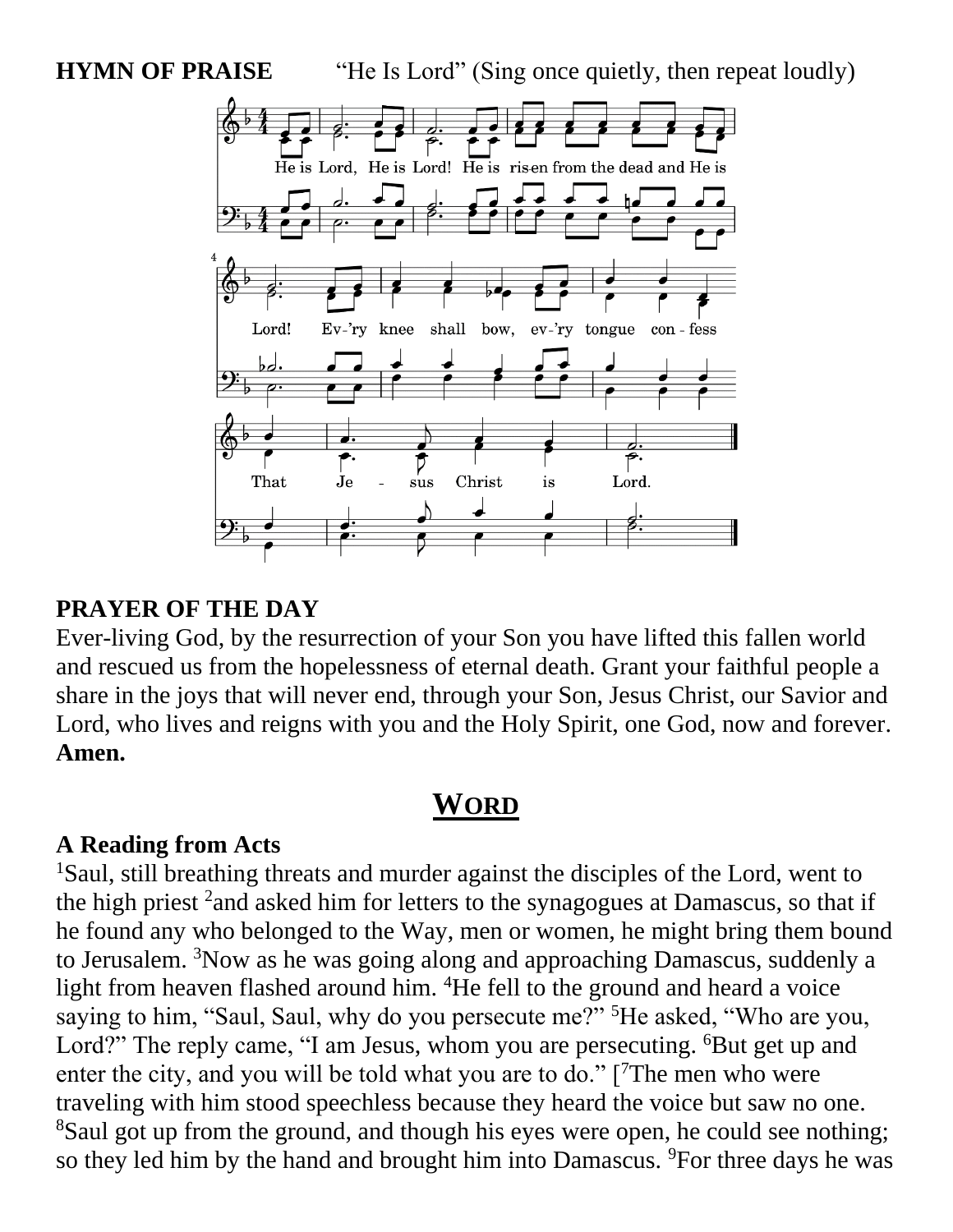**HYMN OF PRAISE** "He Is Lord" (Sing once quietly, then repeat loudly)

He is Lord, He is Lord! He is risen from the dead and He is Lord! Ev-'ry knee shall bow, ev-'ry tongue confess That Jesus Christ is Lord.

**PRAYER OF THE DAY**

Ever-living God, by the resurrection of your Son you have lifted this fallen world and rescued us from the hopelessness of eternal death. Grant your faithful people a share in the joys that will never end, through your Son, Jesus Christ, our Savior and Lord, who lives and reigns with you and the Holy Spirit, one God, now and forever. **Amen.**

## WORD

**A Reading from Acts**

[1]Saul, still breathing threats and murder against the disciples of the Lord, went to the high priest [2]and asked him for letters to the synagogues at Damascus, so that if he found any who belonged to the Way, men or women, he might bring them bound to Jerusalem. [3]Now as he was going along and approaching Damascus, suddenly a light from heaven flashed around him. [4]He fell to the ground and heard a voice saying to him, "Saul, Saul, why do you persecute me?" [5]He asked, "Who are you, Lord?" The reply came, "I am Jesus, whom you are persecuting. [6]But get up and enter the city, and you will be told what you are to do." [[7]The men who were traveling with him stood speechless because they heard the voice but saw no one. [8]Saul got up from the ground, and though his eyes were open, he could see nothing; so they led him by the hand and brought him into Damascus. [9]For three days he was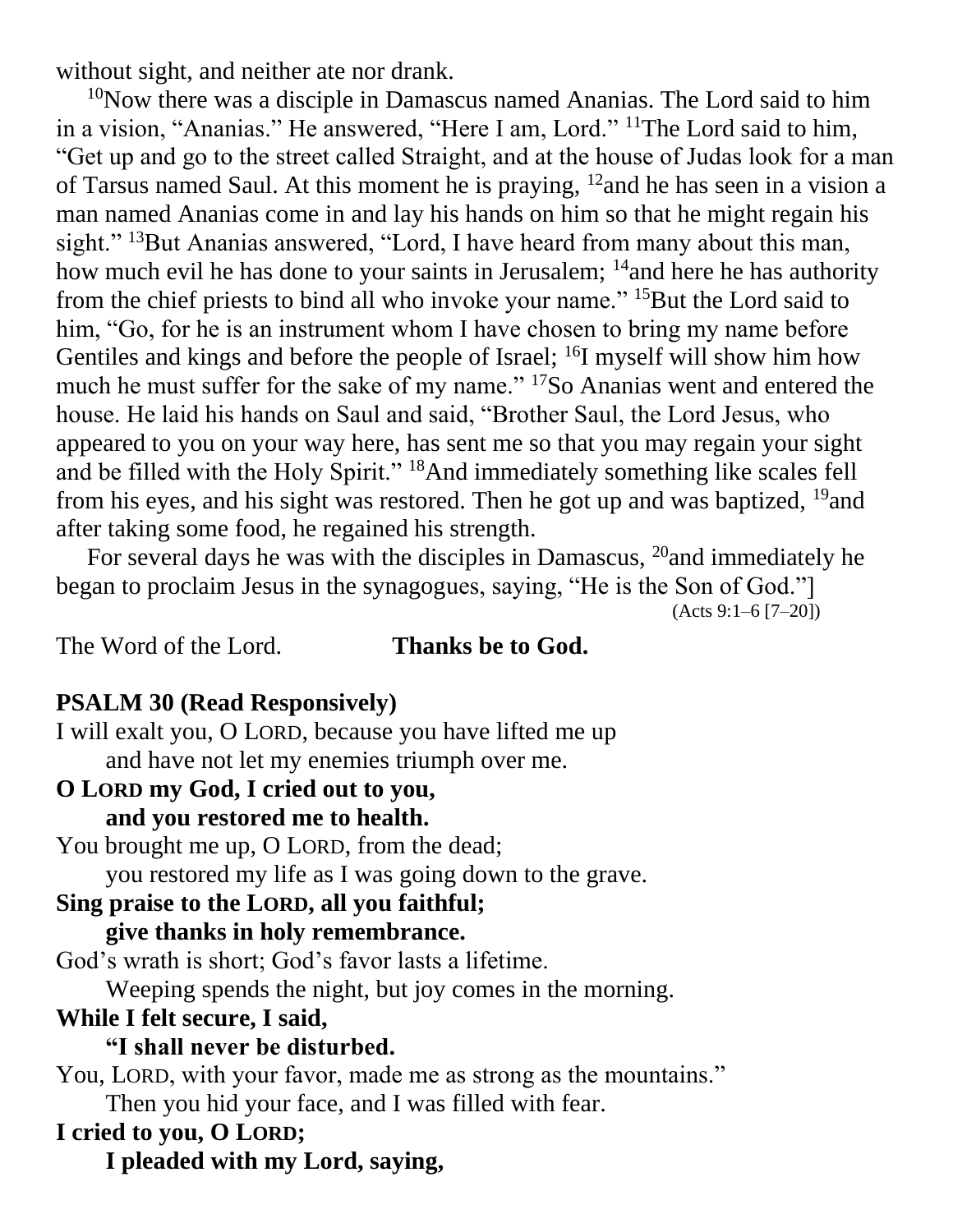without sight, and neither ate nor drank.

[10]Now there was a disciple in Damascus named Ananias. The Lord said to him in a vision, "Ananias." He answered, "Here I am, Lord." [11]The Lord said to him, "Get up and go to the street called Straight, and at the house of Judas look for a man of Tarsus named Saul. At this moment he is praying, [12]and he has seen in a vision a man named Ananias come in and lay his hands on him so that he might regain his sight." [13]But Ananias answered, "Lord, I have heard from many about this man, how much evil he has done to your saints in Jerusalem; [14]and here he has authority from the chief priests to bind all who invoke your name." [15]But the Lord said to him, "Go, for he is an instrument whom I have chosen to bring my name before Gentiles and kings and before the people of Israel; [16]I myself will show him how much he must suffer for the sake of my name." [17]So Ananias went and entered the house. He laid his hands on Saul and said, "Brother Saul, the Lord Jesus, who appeared to you on your way here, has sent me so that you may regain your sight and be filled with the Holy Spirit." [18]And immediately something like scales fell from his eyes, and his sight was restored. Then he got up and was baptized, [19]and after taking some food, he regained his strength.

For several days he was with the disciples in Damascus, [20]and immediately he began to proclaim Jesus in the synagogues, saying, "He is the Son of God."]

(Acts 9:1–6 [7–20])

The Word of the Lord. **Thanks be to God.**

**PSALM 30 (Read Responsively)**

I will exalt you, O LORD, because you have lifted me up
and have not let my enemies triumph over me.

**O LORD my God, I cried out to you,**
**and you restored me to health.**

You brought me up, O LORD, from the dead;
you restored my life as I was going down to the grave.

**Sing praise to the LORD, all you faithful;**
**give thanks in holy remembrance.**

God's wrath is short; God's favor lasts a lifetime.
Weeping spends the night, but joy comes in the morning.

**While I felt secure, I said,**
**"I shall never be disturbed.**

You, LORD, with your favor, made me as strong as the mountains."
Then you hid your face, and I was filled with fear.

**I cried to you, O LORD;**
**I pleaded with my Lord, saying,**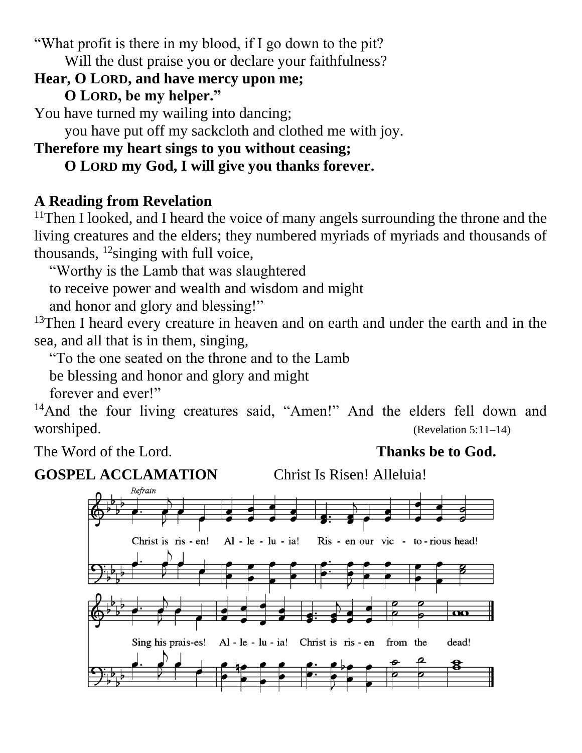"What profit is there in my blood, if I go down to the pit?
    Will the dust praise you or declare your faithfulness?
**Hear, O LORD, and have mercy upon me;**
    **O LORD, be my helper."**
You have turned my wailing into dancing;
    you have put off my sackcloth and clothed me with joy.
**Therefore my heart sings to you without ceasing;**
    **O LORD my God, I will give you thanks forever.**

**A Reading from Revelation**

[11]Then I looked, and I heard the voice of many angels surrounding the throne and the living creatures and the elders; they numbered myriads of myriads and thousands of thousands, [12]singing with full voice,
  "Worthy is the Lamb that was slaughtered
  to receive power and wealth and wisdom and might
  and honor and glory and blessing!"
[13]Then I heard every creature in heaven and on earth and under the earth and in the sea, and all that is in them, singing,
  "To the one seated on the throne and to the Lamb
  be blessing and honor and glory and might
  forever and ever!"
[14]And the four living creatures said, "Amen!" And the elders fell down and worshiped. (Revelation 5:11–14)

The Word of the Lord. **Thanks be to God.**

**GOSPEL ACCLAMATION** Christ Is Risen! Alleluia!

*Refrain*

Christ is risen! Alleluia! Risen our victorious head!
Sing his praises! Alleluia! Christ is risen from the dead!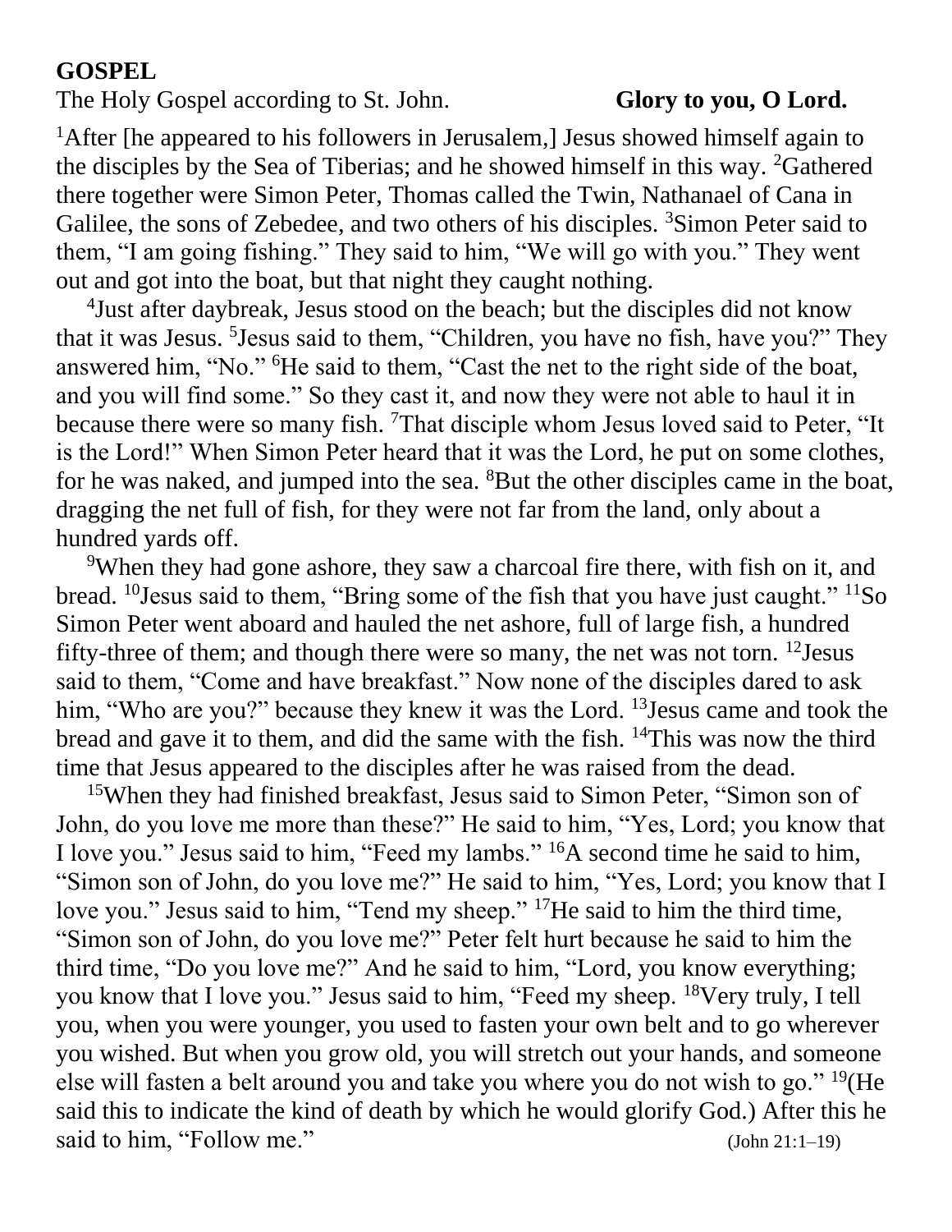**GOSPEL**

The Holy Gospel according to St. John. **Glory to you, O Lord.**

[1]After [he appeared to his followers in Jerusalem,] Jesus showed himself again to the disciples by the Sea of Tiberias; and he showed himself in this way. [2]Gathered there together were Simon Peter, Thomas called the Twin, Nathanael of Cana in Galilee, the sons of Zebedee, and two others of his disciples. [3]Simon Peter said to them, "I am going fishing." They said to him, "We will go with you." They went out and got into the boat, but that night they caught nothing.

[4]Just after daybreak, Jesus stood on the beach; but the disciples did not know that it was Jesus. [5]Jesus said to them, "Children, you have no fish, have you?" They answered him, "No." [6]He said to them, "Cast the net to the right side of the boat, and you will find some." So they cast it, and now they were not able to haul it in because there were so many fish. [7]That disciple whom Jesus loved said to Peter, "It is the Lord!" When Simon Peter heard that it was the Lord, he put on some clothes, for he was naked, and jumped into the sea. [8]But the other disciples came in the boat, dragging the net full of fish, for they were not far from the land, only about a hundred yards off.

[9]When they had gone ashore, they saw a charcoal fire there, with fish on it, and bread. [10]Jesus said to them, "Bring some of the fish that you have just caught." [11]So Simon Peter went aboard and hauled the net ashore, full of large fish, a hundred fifty-three of them; and though there were so many, the net was not torn. [12]Jesus said to them, "Come and have breakfast." Now none of the disciples dared to ask him, "Who are you?" because they knew it was the Lord. [13]Jesus came and took the bread and gave it to them, and did the same with the fish. [14]This was now the third time that Jesus appeared to the disciples after he was raised from the dead.

[15]When they had finished breakfast, Jesus said to Simon Peter, "Simon son of John, do you love me more than these?" He said to him, "Yes, Lord; you know that I love you." Jesus said to him, "Feed my lambs." [16]A second time he said to him, "Simon son of John, do you love me?" He said to him, "Yes, Lord; you know that I love you." Jesus said to him, "Tend my sheep." [17]He said to him the third time, "Simon son of John, do you love me?" Peter felt hurt because he said to him the third time, "Do you love me?" And he said to him, "Lord, you know everything; you know that I love you." Jesus said to him, "Feed my sheep. [18]Very truly, I tell you, when you were younger, you used to fasten your own belt and to go wherever you wished. But when you grow old, you will stretch out your hands, and someone else will fasten a belt around you and take you where you do not wish to go." [19](He said this to indicate the kind of death by which he would glorify God.) After this he said to him, "Follow me." (John 21:1–19)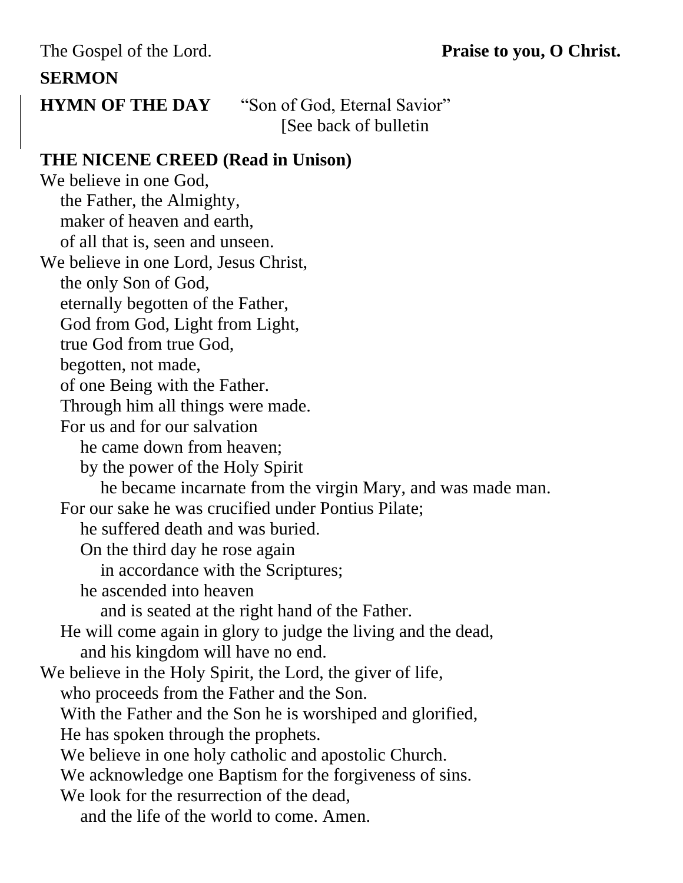The Gospel of the Lord. **Praise to you, O Christ.**

**SERMON**

**HYMN OF THE DAY** “Son of God, Eternal Savior”
[See back of bulletin

**THE NICENE CREED (Read in Unison)**

We believe in one God,
  the Father, the Almighty,
  maker of heaven and earth,
  of all that is, seen and unseen.
We believe in one Lord, Jesus Christ,
  the only Son of God,
  eternally begotten of the Father,
  God from God, Light from Light,
  true God from true God,
  begotten, not made,
  of one Being with the Father.
  Through him all things were made.
  For us and for our salvation
    he came down from heaven;
    by the power of the Holy Spirit
      he became incarnate from the virgin Mary, and was made man.
  For our sake he was crucified under Pontius Pilate;
    he suffered death and was buried.
    On the third day he rose again
      in accordance with the Scriptures;
    he ascended into heaven
      and is seated at the right hand of the Father.
  He will come again in glory to judge the living and the dead,
    and his kingdom will have no end.
We believe in the Holy Spirit, the Lord, the giver of life,
  who proceeds from the Father and the Son.
  With the Father and the Son he is worshiped and glorified,
  He has spoken through the prophets.
  We believe in one holy catholic and apostolic Church.
  We acknowledge one Baptism for the forgiveness of sins.
  We look for the resurrection of the dead,
    and the life of the world to come. Amen.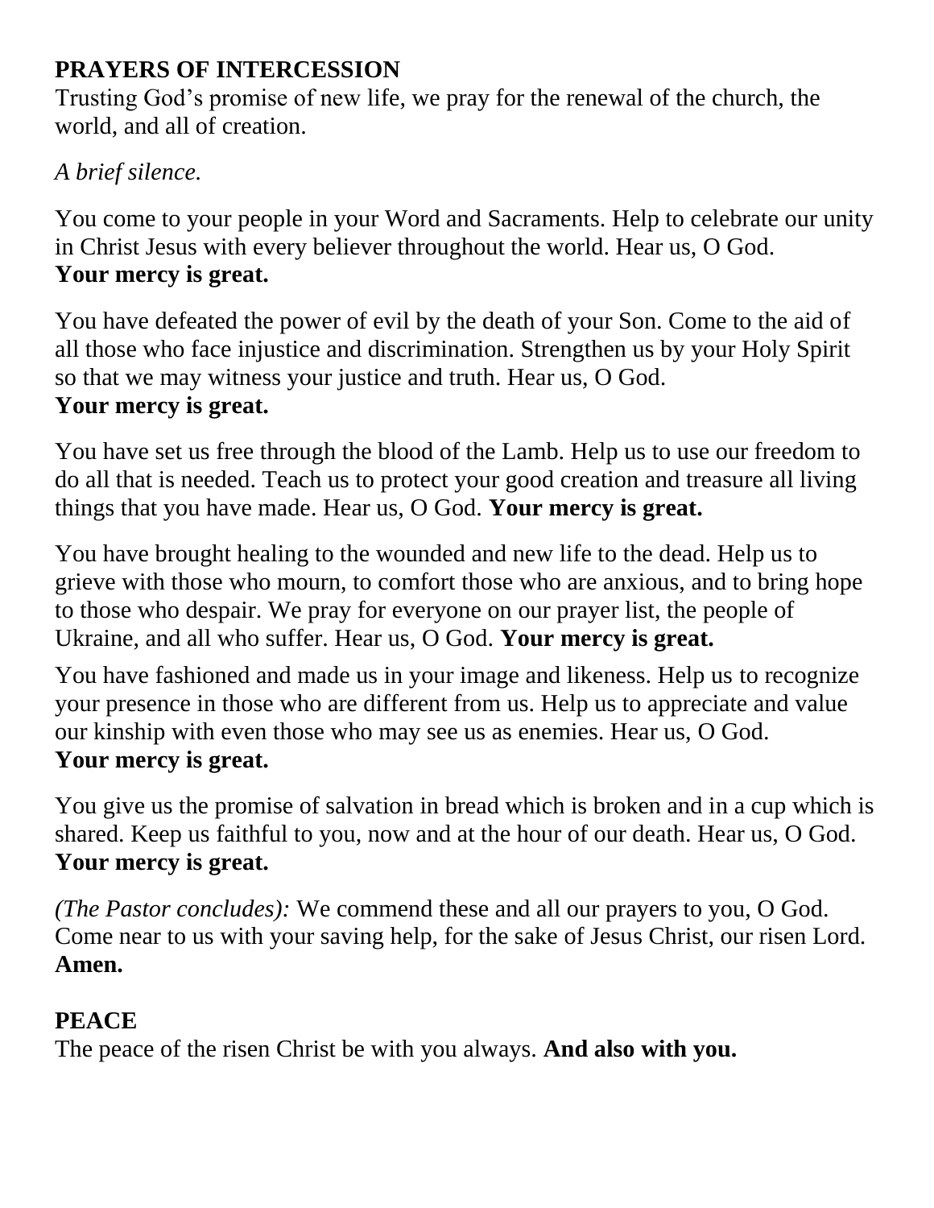**PRAYERS OF INTERCESSION**
Trusting God's promise of new life, we pray for the renewal of the church, the world, and all of creation.

*A brief silence.*

You come to your people in your Word and Sacraments. Help to celebrate our unity in Christ Jesus with every believer throughout the world. Hear us, O God.
**Your mercy is great.**

You have defeated the power of evil by the death of your Son. Come to the aid of all those who face injustice and discrimination. Strengthen us by your Holy Spirit so that we may witness your justice and truth. Hear us, O God.
**Your mercy is great.**

You have set us free through the blood of the Lamb. Help us to use our freedom to do all that is needed. Teach us to protect your good creation and treasure all living things that you have made. Hear us, O God. **Your mercy is great.**

You have brought healing to the wounded and new life to the dead. Help us to grieve with those who mourn, to comfort those who are anxious, and to bring hope to those who despair. We pray for everyone on our prayer list, the people of Ukraine, and all who suffer. Hear us, O God. **Your mercy is great.**

You have fashioned and made us in your image and likeness. Help us to recognize your presence in those who are different from us. Help us to appreciate and value our kinship with even those who may see us as enemies. Hear us, O God.
**Your mercy is great.**

You give us the promise of salvation in bread which is broken and in a cup which is shared. Keep us faithful to you, now and at the hour of our death. Hear us, O God.
**Your mercy is great.**

*(The Pastor concludes):* We commend these and all our prayers to you, O God. Come near to us with your saving help, for the sake of Jesus Christ, our risen Lord.
**Amen.**

**PEACE**
The peace of the risen Christ be with you always. **And also with you.**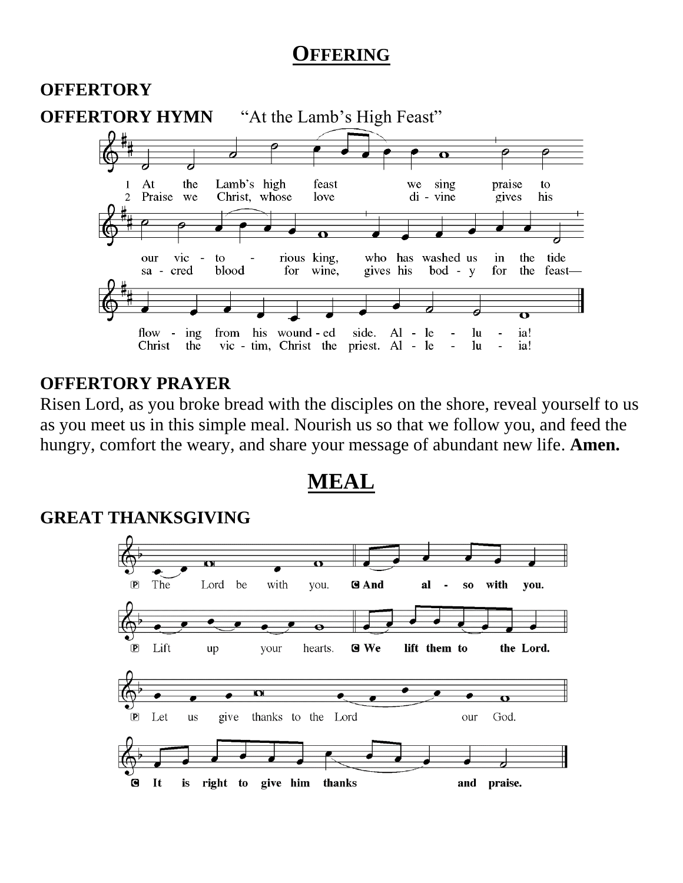# OFFERING

## OFFERTORY

## OFFERTORY HYMN "At the Lamb's High Feast"

1 At the Lamb's high feast we sing praise to our victorious king, who has washed us in the tide flowing from his wounded side. Alleluia!

2 Praise we Christ, whose love divine gives his sacred blood for wine, gives his body for the feast— Christ the victim, Christ the priest. Alleluia!

## OFFERTORY PRAYER

Risen Lord, as you broke bread with the disciples on the shore, reveal yourself to us as you meet us in this simple meal. Nourish us so that we follow you, and feed the hungry, comfort the weary, and share your message of abundant new life. **Amen.**

# MEAL

## GREAT THANKSGIVING

P The Lord be with you. **C And also with you.**

P Lift up your hearts. **C We lift them to the Lord.**

P Let us give thanks to the Lord our God.

**C It is right to give him thanks and praise.**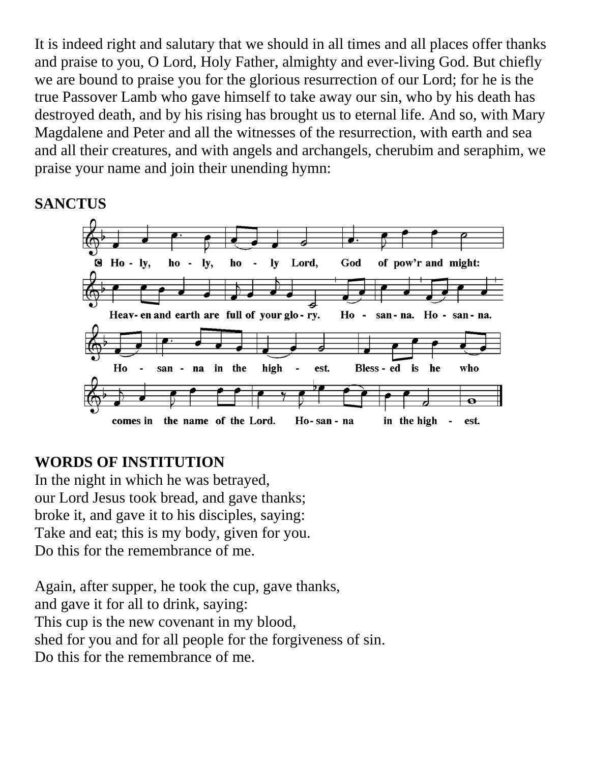It is indeed right and salutary that we should in all times and all places offer thanks and praise to you, O Lord, Holy Father, almighty and ever-living God. But chiefly we are bound to praise you for the glorious resurrection of our Lord; for he is the true Passover Lamb who gave himself to take away our sin, who by his death has destroyed death, and by his rising has brought us to eternal life. And so, with Mary Magdalene and Peter and all the witnesses of the resurrection, with earth and sea and all their creatures, and with angels and archangels, cherubim and seraphim, we praise your name and join their unending hymn:

**SANCTUS**

Holy, holy, holy Lord, God of pow'r and might:
Heaven and earth are full of your glory. Hosanna. Hosanna.
Hosanna in the highest. Blessed is he who
comes in the name of the Lord. Hosanna in the highest.

**WORDS OF INSTITUTION**

In the night in which he was betrayed,
our Lord Jesus took bread, and gave thanks;
broke it, and gave it to his disciples, saying:
Take and eat; this is my body, given for you.
Do this for the remembrance of me.

Again, after supper, he took the cup, gave thanks,
and gave it for all to drink, saying:
This cup is the new covenant in my blood,
shed for you and for all people for the forgiveness of sin.
Do this for the remembrance of me.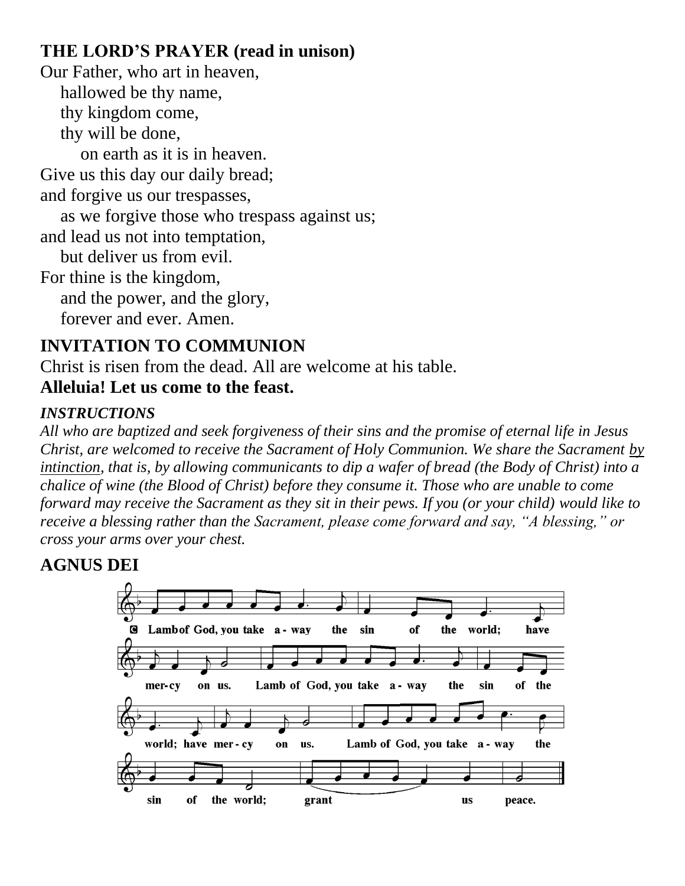## THE LORD'S PRAYER (read in unison)

Our Father, who art in heaven,
hallowed be thy name,
thy kingdom come,
thy will be done,
on earth as it is in heaven.
Give us this day our daily bread;
and forgive us our trespasses,
as we forgive those who trespass against us;
and lead us not into temptation,
but deliver us from evil.
For thine is the kingdom,
and the power, and the glory,
forever and ever. Amen.

## INVITATION TO COMMUNION

Christ is risen from the dead. All are welcome at his table.
**Alleluia! Let us come to the feast.**

***INSTRUCTIONS***

*All who are baptized and seek forgiveness of their sins and the promise of eternal life in Jesus Christ, are welcomed to receive the Sacrament of Holy Communion. We share the Sacrament by intinction, that is, by allowing communicants to dip a wafer of bread (the Body of Christ) into a chalice of wine (the Blood of Christ) before they consume it. Those who are unable to come forward may receive the Sacrament as they sit in their pews. If you (or your child) would like to receive a blessing rather than the Sacrament, please come forward and say, "A blessing," or cross your arms over your chest.*

## AGNUS DEI

C Lamb of God, you take away the sin of the world; have mercy on us. Lamb of God, you take away the sin of the world; have mercy on us. Lamb of God, you take away the sin of the world; grant us peace.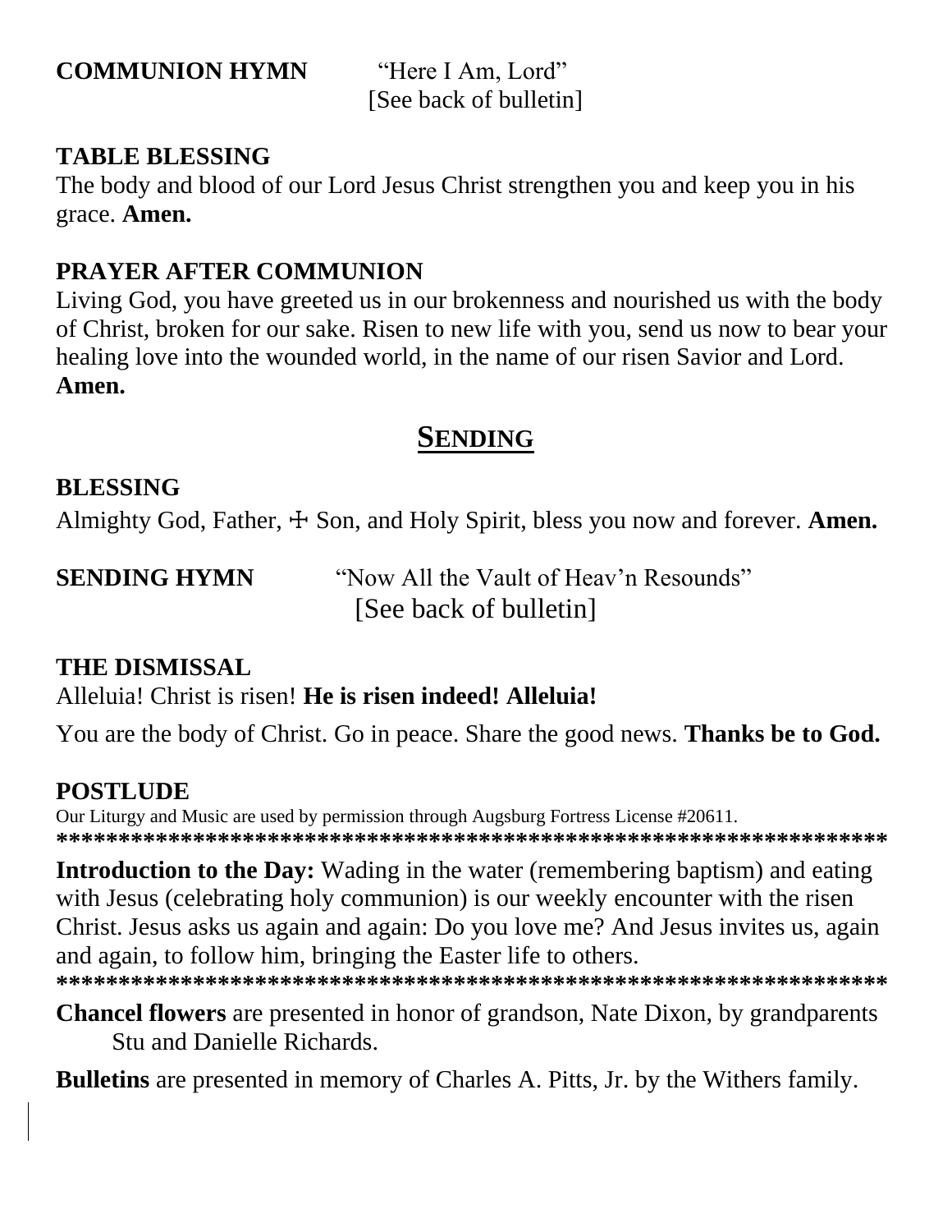**COMMUNION HYMN** "Here I Am, Lord"
[See back of bulletin]

**TABLE BLESSING**

The body and blood of our Lord Jesus Christ strengthen you and keep you in his grace. **Amen.**

**PRAYER AFTER COMMUNION**

Living God, you have greeted us in our brokenness and nourished us with the body of Christ, broken for our sake. Risen to new life with you, send us now to bear your healing love into the wounded world, in the name of our risen Savior and Lord. **Amen.**

## SENDING

**BLESSING**

Almighty God, Father, ☩ Son, and Holy Spirit, bless you now and forever. **Amen.**

**SENDING HYMN** "Now All the Vault of Heav'n Resounds"
[See back of bulletin]

**THE DISMISSAL**

Alleluia! Christ is risen! **He is risen indeed! Alleluia!**

You are the body of Christ. Go in peace. Share the good news. **Thanks be to God.**

**POSTLUDE**

Our Liturgy and Music are used by permission through Augsburg Fortress License #20611.

**********************************************************************

**Introduction to the Day:** Wading in the water (remembering baptism) and eating with Jesus (celebrating holy communion) is our weekly encounter with the risen Christ. Jesus asks us again and again: Do you love me? And Jesus invites us, again and again, to follow him, bringing the Easter life to others.

**********************************************************************

**Chancel flowers** are presented in honor of grandson, Nate Dixon, by grandparents Stu and Danielle Richards.

**Bulletins** are presented in memory of Charles A. Pitts, Jr. by the Withers family.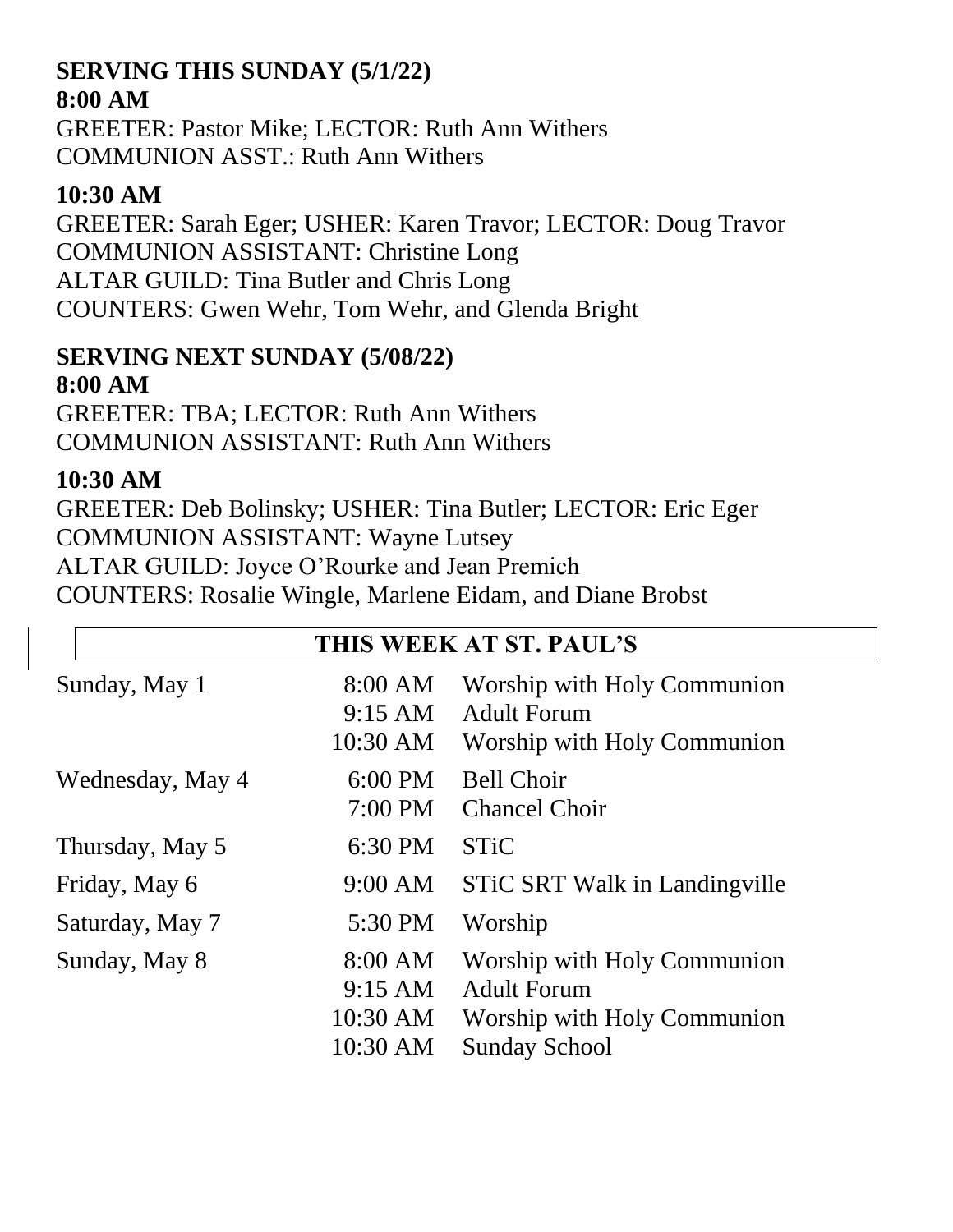**SERVING THIS SUNDAY (5/1/22)**

**8:00 AM**

GREETER: Pastor Mike; LECTOR: Ruth Ann Withers
COMMUNION ASST.: Ruth Ann Withers

**10:30 AM**

GREETER: Sarah Eger; USHER: Karen Travor; LECTOR: Doug Travor
COMMUNION ASSISTANT: Christine Long
ALTAR GUILD: Tina Butler and Chris Long
COUNTERS: Gwen Wehr, Tom Wehr, and Glenda Bright

**SERVING NEXT SUNDAY (5/08/22)**

**8:00 AM**

GREETER: TBA; LECTOR: Ruth Ann Withers
COMMUNION ASSISTANT: Ruth Ann Withers

**10:30 AM**

GREETER: Deb Bolinsky; USHER: Tina Butler; LECTOR: Eric Eger
COMMUNION ASSISTANT: Wayne Lutsey
ALTAR GUILD: Joyce O'Rourke and Jean Premich
COUNTERS: Rosalie Wingle, Marlene Eidam, and Diane Brobst

## THIS WEEK AT ST. PAUL'S

| | | |
|---|---|---|
| Sunday, May 1 | 8:00 AM | Worship with Holy Communion |
| | 9:15 AM | Adult Forum |
| | 10:30 AM | Worship with Holy Communion |
| Wednesday, May 4 | 6:00 PM | Bell Choir |
| | 7:00 PM | Chancel Choir |
| Thursday, May 5 | 6:30 PM | STiC |
| Friday, May 6 | 9:00 AM | STiC SRT Walk in Landingville |
| Saturday, May 7 | 5:30 PM | Worship |
| Sunday, May 8 | 8:00 AM | Worship with Holy Communion |
| | 9:15 AM | Adult Forum |
| | 10:30 AM | Worship with Holy Communion |
| | 10:30 AM | Sunday School |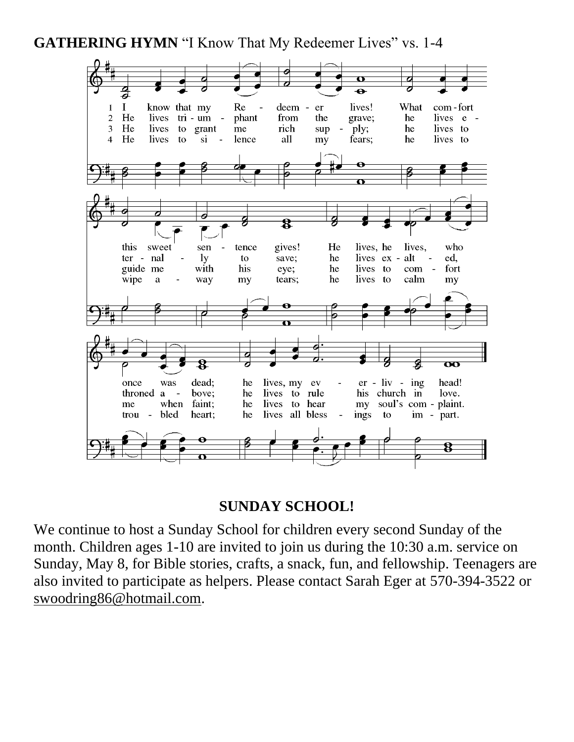**GATHERING HYMN** "I Know That My Redeemer Lives" vs. 1-4

1 I know that my Redeemer lives! What comfort this sweet sentence gives! He lives, he lives, who once was dead; he lives, my ever-living head!

2 He lives triumphant from the grave; he lives eternally to save; he lives exalted, throned above; he lives to rule his church in love.

3 He lives to grant me rich supply; he lives to guide me with his eye; he lives to comfort me when faint; he lives to hear my soul's complaint.

4 He lives to silence all my fears; he lives to wipe away my tears; he lives to calm my troubled heart; he lives all blessings to impart.

## SUNDAY SCHOOL!

We continue to host a Sunday School for children every second Sunday of the month. Children ages 1-10 are invited to join us during the 10:30 a.m. service on Sunday, May 8, for Bible stories, crafts, a snack, fun, and fellowship. Teenagers are also invited to participate as helpers. Please contact Sarah Eger at 570-394-3522 or swoodring86@hotmail.com.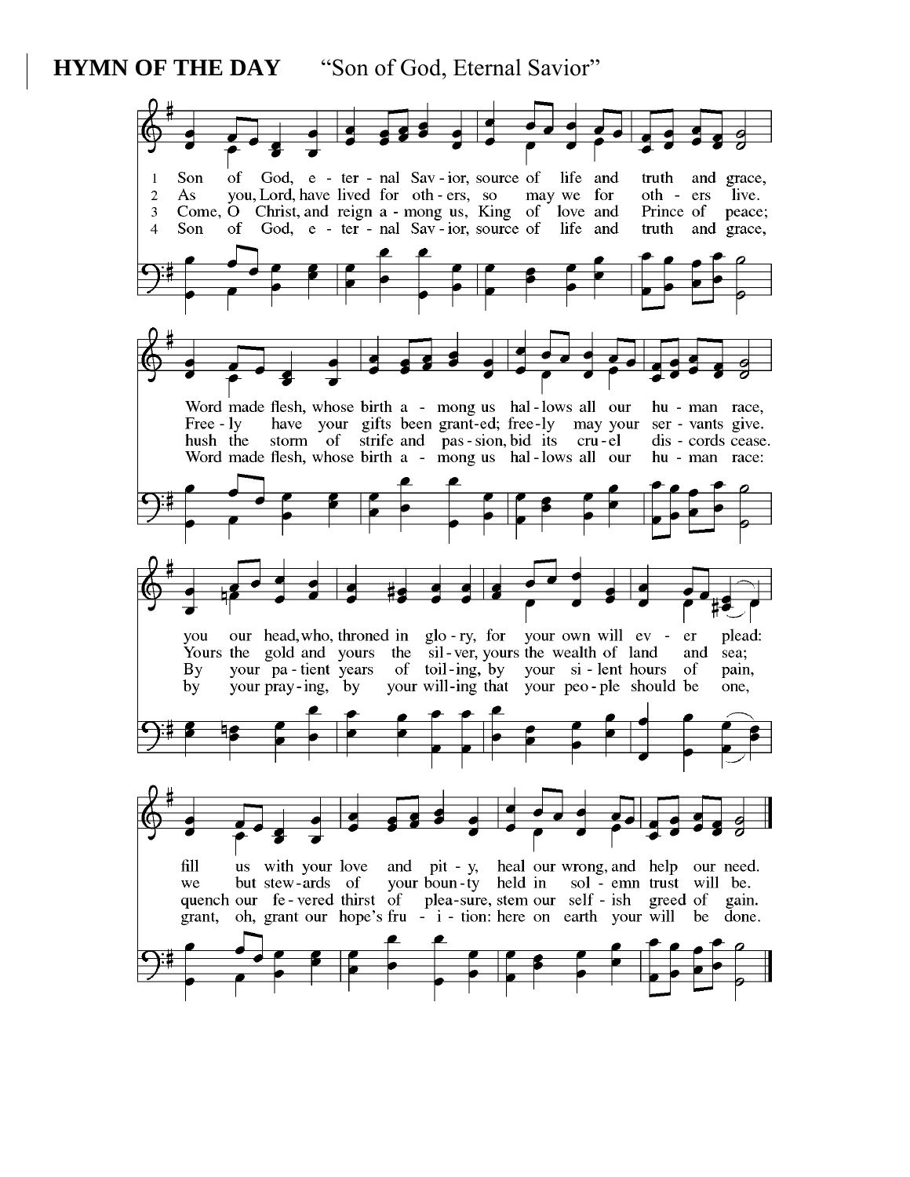**HYMN OF THE DAY** "Son of God, Eternal Savior"

1 Son of God, eternal Savior, source of life and truth and grace, Word made flesh, whose birth among us hallows all our human race, you our head, who, throned in glory, for your own will ever plead: fill us with your love and pity, heal our wrong, and help our need.

2 As you, Lord, have lived for others, so may we for others live. Freely have your gifts been granted; freely may your servants give. Yours the gold and yours the silver, yours the wealth of land and sea; we but stewards of your bounty held in solemn trust will be.

3 Come, O Christ, and reign among us, King of love and Prince of peace; hush the storm of strife and passion, bid its cruel discords cease. By your patient years of toiling, by your silent hours of pain, quench our fevered thirst of pleasure, stem our selfish greed of gain.

4 Son of God, eternal Savior, source of life and truth and grace, Word made flesh, whose birth among us hallows all our human race: by your praying, by your willing that your people should be one, grant, oh, grant our hope's fruition: here on earth your will be done.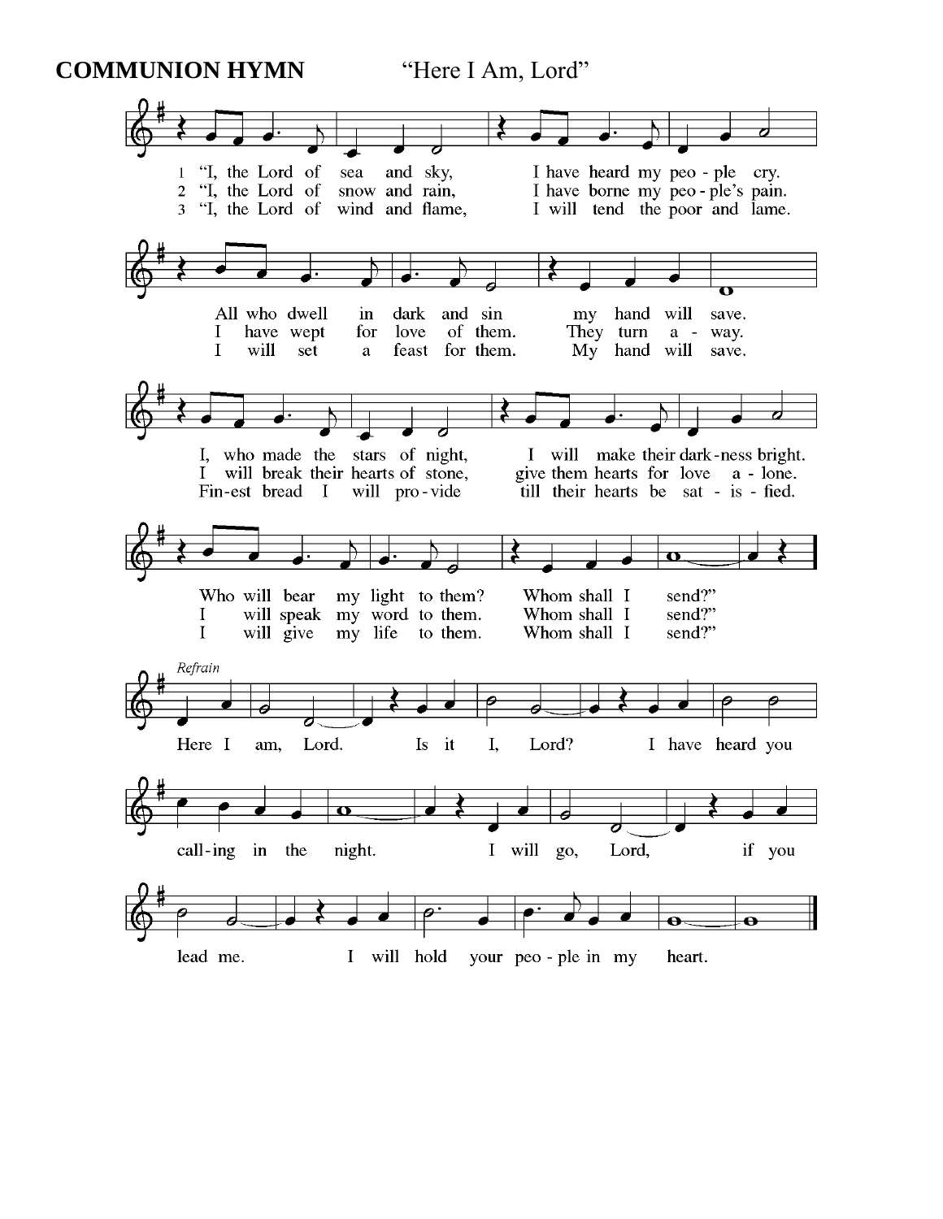**COMMUNION HYMN** "Here I Am, Lord"

1 "I, the Lord of sea and sky, I have heard my peo - ple cry.
All who dwell in dark and sin my hand will save.
I, who made the stars of night, I will make their dark-ness bright.
Who will bear my light to them? Whom shall I send?"

2 "I, the Lord of snow and rain, I have borne my peo - ple's pain.
I have wept for love of them. They turn a - way.
I will break their hearts of stone, give them hearts for love a - lone.
I will speak my word to them. Whom shall I send?"

3 "I, the Lord of wind and flame, I will tend the poor and lame.
I will set a feast for them. My hand will save.
Fin-est bread I will pro - vide till their hearts be sat - is - fied.
I will give my life to them. Whom shall I send?"

*Refrain*

Here I am, Lord. Is it I, Lord? I have heard you call-ing in the night.
I will go, Lord, if you lead me. I will hold your peo - ple in my heart.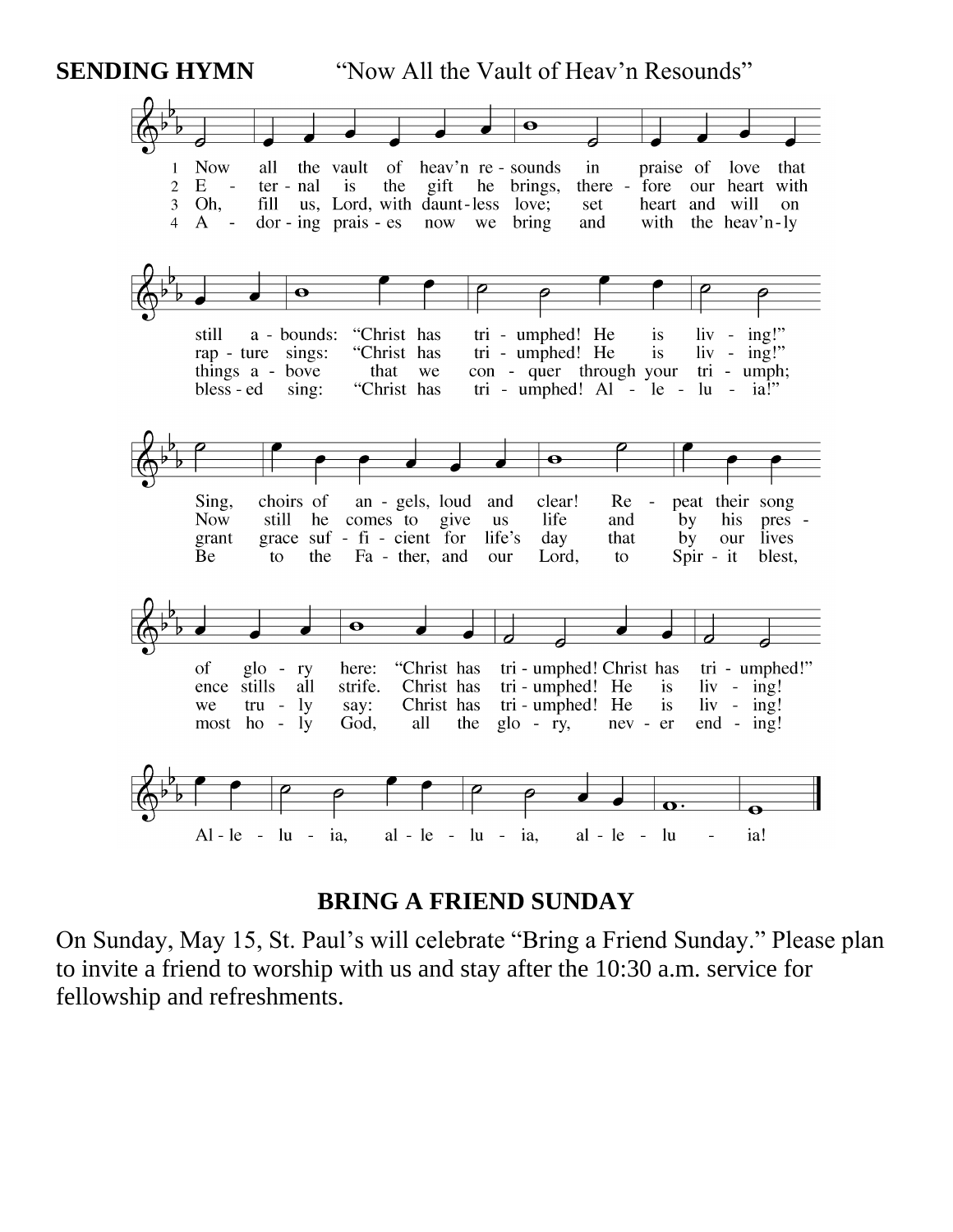**SENDING HYMN** "Now All the Vault of Heav'n Resounds"

1 Now all the vault of heav'n resounds in praise of love that still abounds: "Christ has triumphed! He is living!" Sing, choirs of angels, loud and clear! Repeat their song of glory here: "Christ has triumphed! Christ has triumphed!" Alleluia, alleluia, alleluia!

2 Eternal is the gift he brings, therefore our heart with rapture sings: "Christ has triumphed! He is living!" Now still he comes to give us life and by his presence stills all strife. Christ has triumphed! He is living! Alleluia, alleluia, alleluia!

3 Oh, fill us, Lord, with dauntless love; set heart and will on things above that we conquer through your triumph; grant grace sufficient for life's day that by our lives we truly say: Christ has triumphed! He is living! Alleluia, alleluia, alleluia!

4 Adoring praises now we bring and with the heav'nly blessed sing: "Christ has triumphed! Alleluia!" Be to the Father, and our Lord, to Spirit blest, most holy God, all the glory, never ending! Alleluia, alleluia, alleluia!

## BRING A FRIEND SUNDAY

On Sunday, May 15, St. Paul's will celebrate "Bring a Friend Sunday." Please plan to invite a friend to worship with us and stay after the 10:30 a.m. service for fellowship and refreshments.